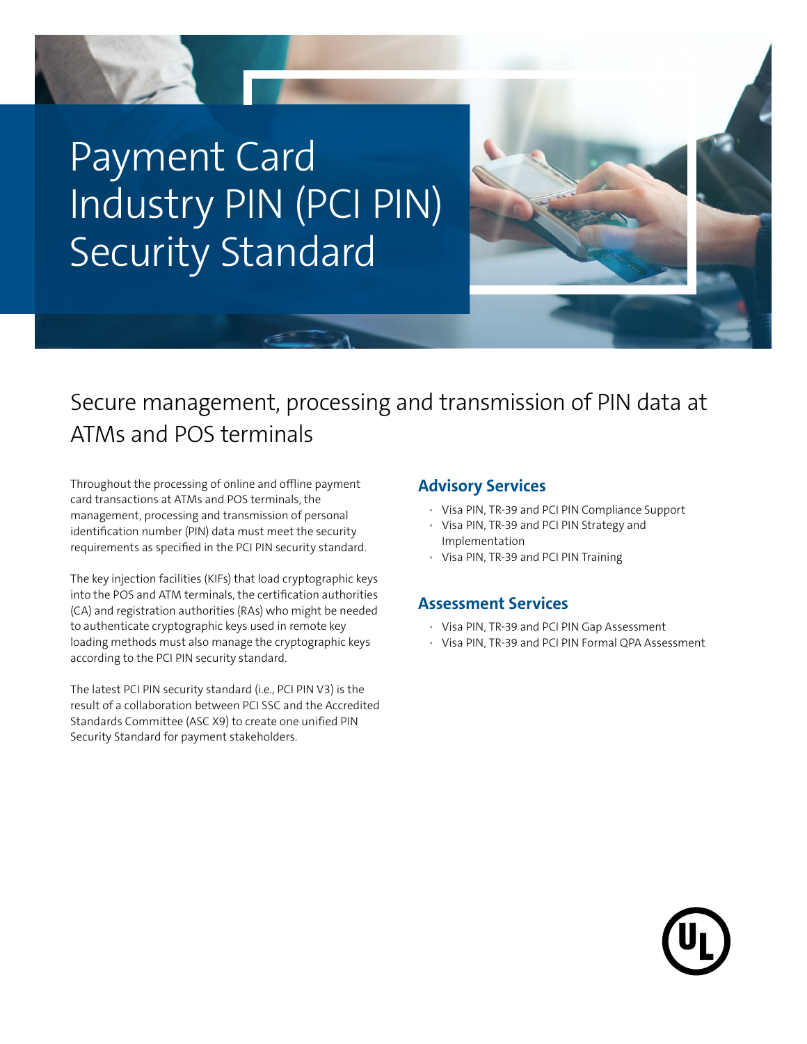# Payment Card Industry PIN (PCI PIN) Security Standard

## Secure management, processing and transmission of PIN data at ATMs and POS terminals

Throughout the processing of online and offline payment card transactions at ATMs and POS terminals, the management, processing and transmission of personal identification number (PIN) data must meet the security requirements as specified in the PCI PIN security standard.

The key injection facilities (KIFs) that load cryptographic keys into the POS and ATM terminals, the certification authorities (CA) and registration authorities (RAs) who might be needed to authenticate cryptographic keys used in remote key loading methods must also manage the cryptographic keys according to the PCI PIN security standard.

The latest PCI PIN security standard (i.e., PCI PIN V3) is the result of a collaboration between PCI SSC and the Accredited Standards Committee (ASC X9) to create one unified PIN Security Standard for payment stakeholders.

### Advisory Services

- Visa PIN, TR-39 and PCI PIN Compliance Support
- Visa PIN, TR-39 and PCI PIN Strategy and Implementation
- Visa PIN, TR-39 and PCI PIN Training

### Assessment Services

- Visa PIN, TR-39 and PCI PIN Gap Assessment
- Visa PIN, TR-39 and PCI PIN Formal QPA Assessment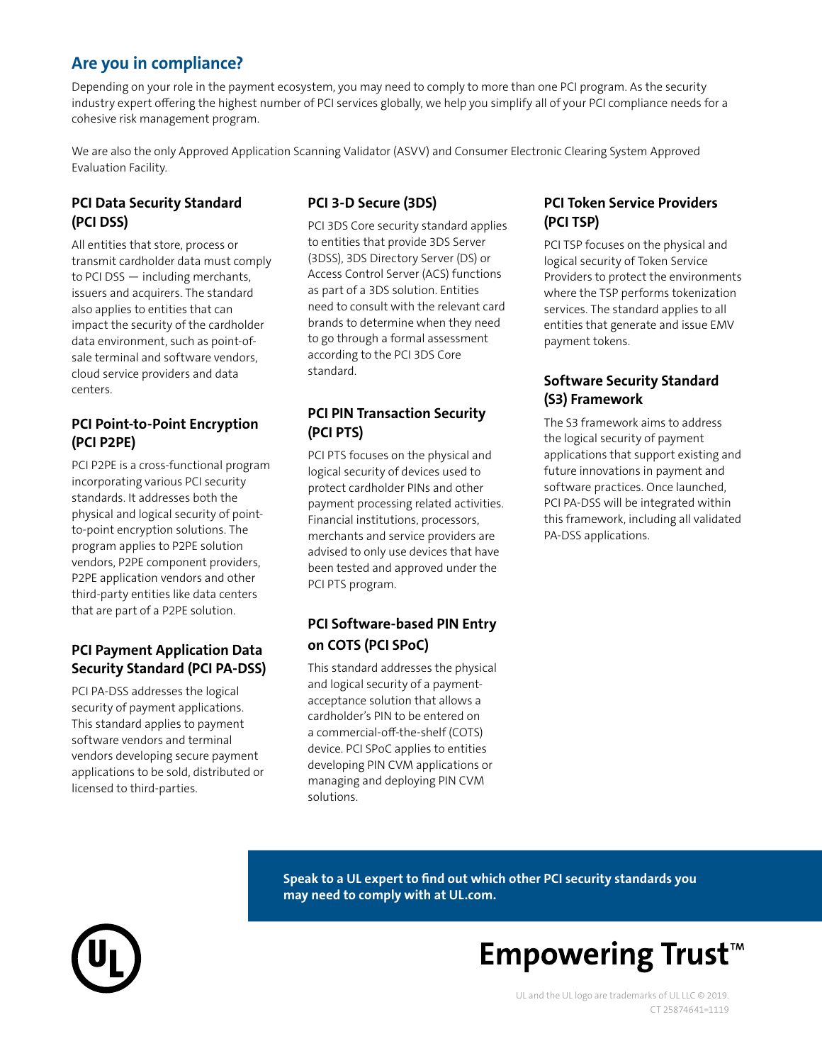## Are you in compliance?

Depending on your role in the payment ecosystem, you may need to comply to more than one PCI program. As the security industry expert offering the highest number of PCI services globally, we help you simplify all of your PCI compliance needs for a cohesive risk management program.

We are also the only Approved Application Scanning Validator (ASVV) and Consumer Electronic Clearing System Approved Evaluation Facility.

### PCI Data Security Standard (PCI DSS)

All entities that store, process or transmit cardholder data must comply to PCI DSS — including merchants, issuers and acquirers. The standard also applies to entities that can impact the security of the cardholder data environment, such as point-of-sale terminal and software vendors, cloud service providers and data centers.

### PCI Point-to-Point Encryption (PCI P2PE)

PCI P2PE is a cross-functional program incorporating various PCI security standards. It addresses both the physical and logical security of point-to-point encryption solutions. The program applies to P2PE solution vendors, P2PE component providers, P2PE application vendors and other third-party entities like data centers that are part of a P2PE solution.

### PCI Payment Application Data Security Standard (PCI PA-DSS)

PCI PA-DSS addresses the logical security of payment applications. This standard applies to payment software vendors and terminal vendors developing secure payment applications to be sold, distributed or licensed to third-parties.

### PCI 3-D Secure (3DS)

PCI 3DS Core security standard applies to entities that provide 3DS Server (3DSS), 3DS Directory Server (DS) or Access Control Server (ACS) functions as part of a 3DS solution. Entities need to consult with the relevant card brands to determine when they need to go through a formal assessment according to the PCI 3DS Core standard.

### PCI PIN Transaction Security (PCI PTS)

PCI PTS focuses on the physical and logical security of devices used to protect cardholder PINs and other payment processing related activities. Financial institutions, processors, merchants and service providers are advised to only use devices that have been tested and approved under the PCI PTS program.

### PCI Software-based PIN Entry on COTS (PCI SPoC)

This standard addresses the physical and logical security of a payment-acceptance solution that allows a cardholder's PIN to be entered on a commercial-off-the-shelf (COTS) device. PCI SPoC applies to entities developing PIN CVM applications or managing and deploying PIN CVM solutions.

### PCI Token Service Providers (PCI TSP)

PCI TSP focuses on the physical and logical security of Token Service Providers to protect the environments where the TSP performs tokenization services. The standard applies to all entities that generate and issue EMV payment tokens.

### Software Security Standard (S3) Framework

The S3 framework aims to address the logical security of payment applications that support existing and future innovations in payment and software practices. Once launched, PCI PA-DSS will be integrated within this framework, including all validated PA-DSS applications.

**Speak to a UL expert to find out which other PCI security standards you may need to comply with at UL.com.**

**Empowering Trust™**

UL and the UL logo are trademarks of UL LLC © 2019.
CT 25874641-1119